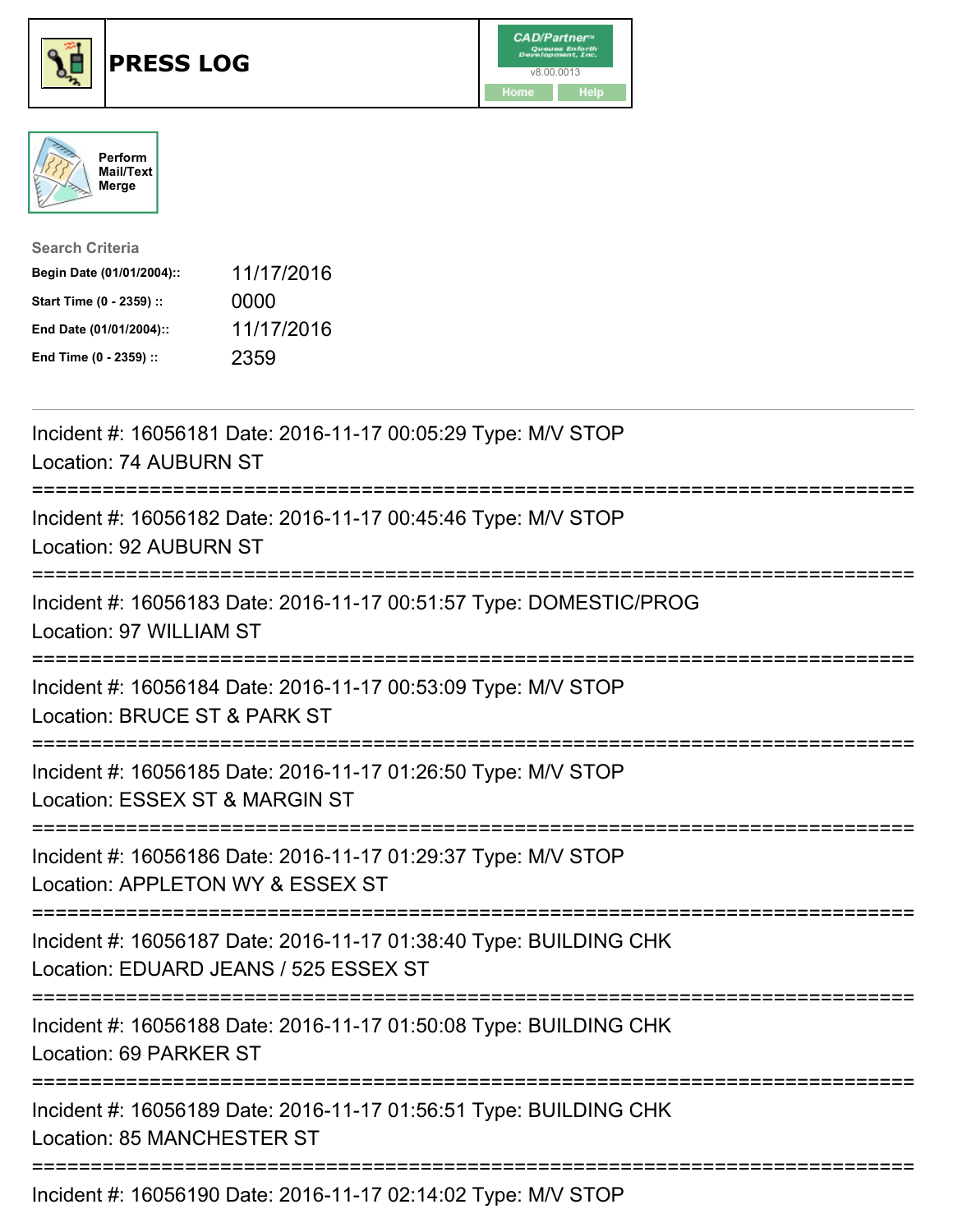# PRESS LOG

CAD/Partner™ v8.00.0013

Home | Help

Perform Mail/Text Merge

**Search Criteria**

| | |
|---|---|
| **Begin Date (01/01/2004)::** | 11/17/2016 |
| **Start Time (0 - 2359) ::** | 0000 |
| **End Date (01/01/2004)::** | 11/17/2016 |
| **End Time (0 - 2359) ::** | 2359 |

---

Incident #: 16056181 Date: 2016-11-17 00:05:29 Type: M/V STOP
Location: 74 AUBURN ST

===========================================================================

Incident #: 16056182 Date: 2016-11-17 00:45:46 Type: M/V STOP
Location: 92 AUBURN ST

===========================================================================

Incident #: 16056183 Date: 2016-11-17 00:51:57 Type: DOMESTIC/PROG
Location: 97 WILLIAM ST

===========================================================================

Incident #: 16056184 Date: 2016-11-17 00:53:09 Type: M/V STOP
Location: BRUCE ST & PARK ST

===========================================================================

Incident #: 16056185 Date: 2016-11-17 01:26:50 Type: M/V STOP
Location: ESSEX ST & MARGIN ST

===========================================================================

Incident #: 16056186 Date: 2016-11-17 01:29:37 Type: M/V STOP
Location: APPLETON WY & ESSEX ST

===========================================================================

Incident #: 16056187 Date: 2016-11-17 01:38:40 Type: BUILDING CHK
Location: EDUARD JEANS / 525 ESSEX ST

===========================================================================

Incident #: 16056188 Date: 2016-11-17 01:50:08 Type: BUILDING CHK
Location: 69 PARKER ST

===========================================================================

Incident #: 16056189 Date: 2016-11-17 01:56:51 Type: BUILDING CHK
Location: 85 MANCHESTER ST

===========================================================================

Incident #: 16056190 Date: 2016-11-17 02:14:02 Type: M/V STOP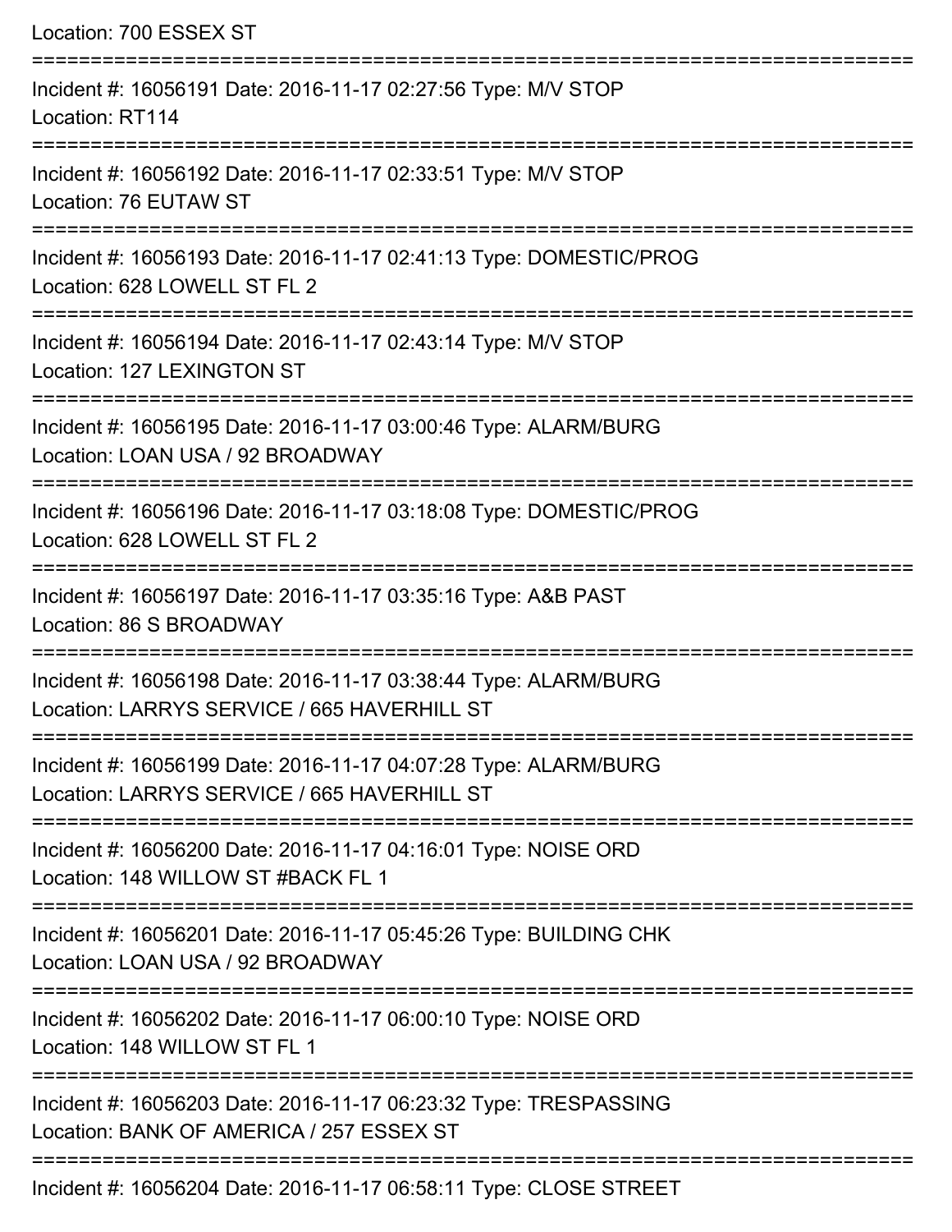Location: 700 ESSEX ST

===========================================================================

Incident #: 16056191 Date: 2016-11-17 02:27:56 Type: M/V STOP

Location: RT114

===========================================================================

Incident #: 16056192 Date: 2016-11-17 02:33:51 Type: M/V STOP

Location: 76 EUTAW ST

===========================================================================

Incident #: 16056193 Date: 2016-11-17 02:41:13 Type: DOMESTIC/PROG

Location: 628 LOWELL ST FL 2

===========================================================================

Incident #: 16056194 Date: 2016-11-17 02:43:14 Type: M/V STOP

Location: 127 LEXINGTON ST

===========================================================================

Incident #: 16056195 Date: 2016-11-17 03:00:46 Type: ALARM/BURG

Location: LOAN USA / 92 BROADWAY

===========================================================================

Incident #: 16056196 Date: 2016-11-17 03:18:08 Type: DOMESTIC/PROG

Location: 628 LOWELL ST FL 2

===========================================================================

Incident #: 16056197 Date: 2016-11-17 03:35:16 Type: A&B PAST

Location: 86 S BROADWAY

===========================================================================

Incident #: 16056198 Date: 2016-11-17 03:38:44 Type: ALARM/BURG

Location: LARRYS SERVICE / 665 HAVERHILL ST

===========================================================================

Incident #: 16056199 Date: 2016-11-17 04:07:28 Type: ALARM/BURG

Location: LARRYS SERVICE / 665 HAVERHILL ST

===========================================================================

Incident #: 16056200 Date: 2016-11-17 04:16:01 Type: NOISE ORD

Location: 148 WILLOW ST #BACK FL 1

===========================================================================

Incident #: 16056201 Date: 2016-11-17 05:45:26 Type: BUILDING CHK

Location: LOAN USA / 92 BROADWAY

===========================================================================

Incident #: 16056202 Date: 2016-11-17 06:00:10 Type: NOISE ORD

Location: 148 WILLOW ST FL 1

===========================================================================

Incident #: 16056203 Date: 2016-11-17 06:23:32 Type: TRESPASSING

Location: BANK OF AMERICA / 257 ESSEX ST

===========================================================================

Incident #: 16056204 Date: 2016-11-17 06:58:11 Type: CLOSE STREET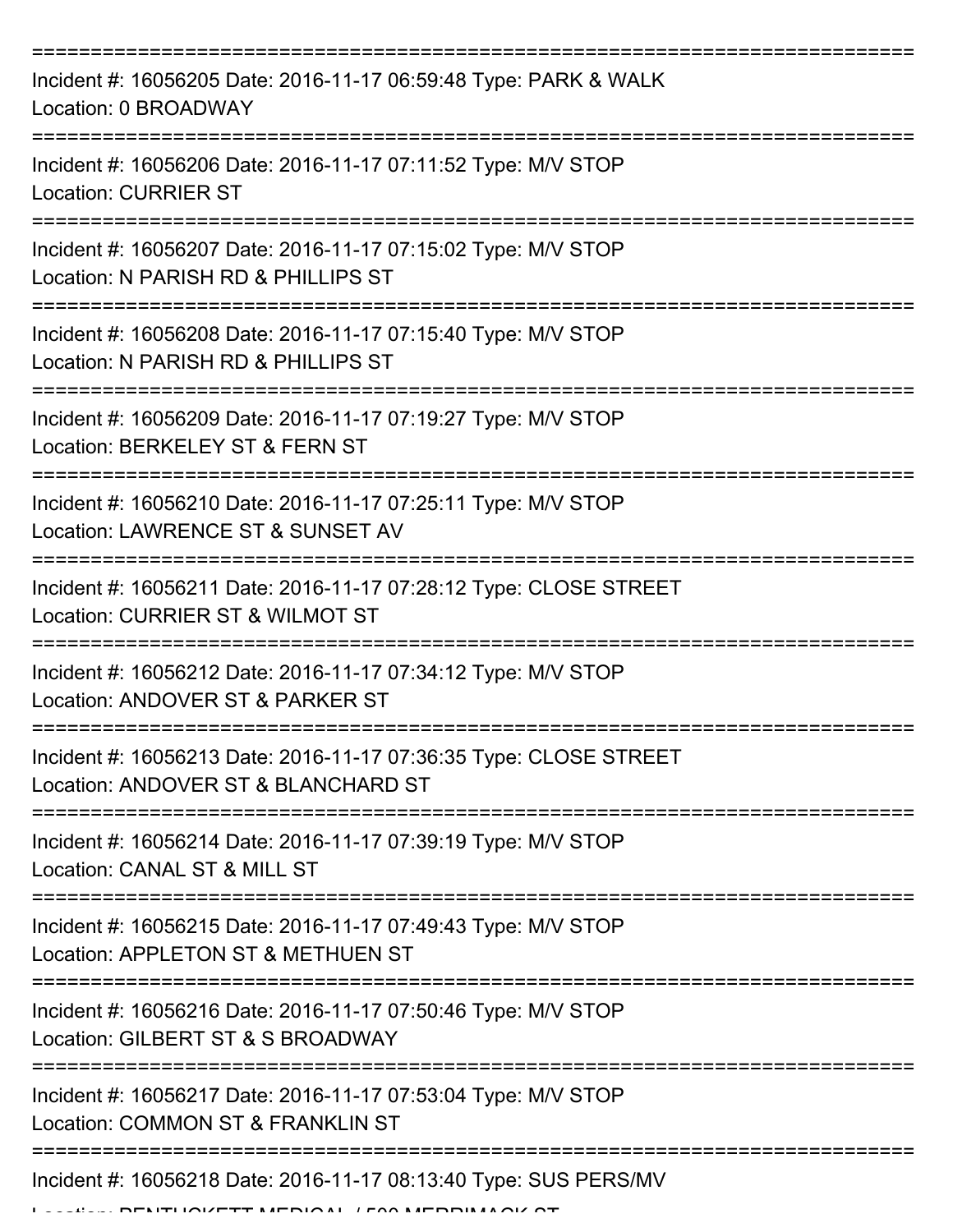===========================================================================

Incident #: 16056205 Date: 2016-11-17 06:59:48 Type: PARK & WALK
Location: 0 BROADWAY

===========================================================================

Incident #: 16056206 Date: 2016-11-17 07:11:52 Type: M/V STOP
Location: CURRIER ST

===========================================================================

Incident #: 16056207 Date: 2016-11-17 07:15:02 Type: M/V STOP
Location: N PARISH RD & PHILLIPS ST

===========================================================================

Incident #: 16056208 Date: 2016-11-17 07:15:40 Type: M/V STOP
Location: N PARISH RD & PHILLIPS ST

===========================================================================

Incident #: 16056209 Date: 2016-11-17 07:19:27 Type: M/V STOP
Location: BERKELEY ST & FERN ST

===========================================================================

Incident #: 16056210 Date: 2016-11-17 07:25:11 Type: M/V STOP
Location: LAWRENCE ST & SUNSET AV

===========================================================================

Incident #: 16056211 Date: 2016-11-17 07:28:12 Type: CLOSE STREET
Location: CURRIER ST & WILMOT ST

===========================================================================

Incident #: 16056212 Date: 2016-11-17 07:34:12 Type: M/V STOP
Location: ANDOVER ST & PARKER ST

===========================================================================

Incident #: 16056213 Date: 2016-11-17 07:36:35 Type: CLOSE STREET
Location: ANDOVER ST & BLANCHARD ST

===========================================================================

Incident #: 16056214 Date: 2016-11-17 07:39:19 Type: M/V STOP
Location: CANAL ST & MILL ST

===========================================================================

Incident #: 16056215 Date: 2016-11-17 07:49:43 Type: M/V STOP
Location: APPLETON ST & METHUEN ST

===========================================================================

Incident #: 16056216 Date: 2016-11-17 07:50:46 Type: M/V STOP
Location: GILBERT ST & S BROADWAY

===========================================================================

Incident #: 16056217 Date: 2016-11-17 07:53:04 Type: M/V STOP
Location: COMMON ST & FRANKLIN ST

===========================================================================

Incident #: 16056218 Date: 2016-11-17 08:13:40 Type: SUS PERS/MV
Location: PENTUCKETT MEDICAL / 500 MERRIMACK ST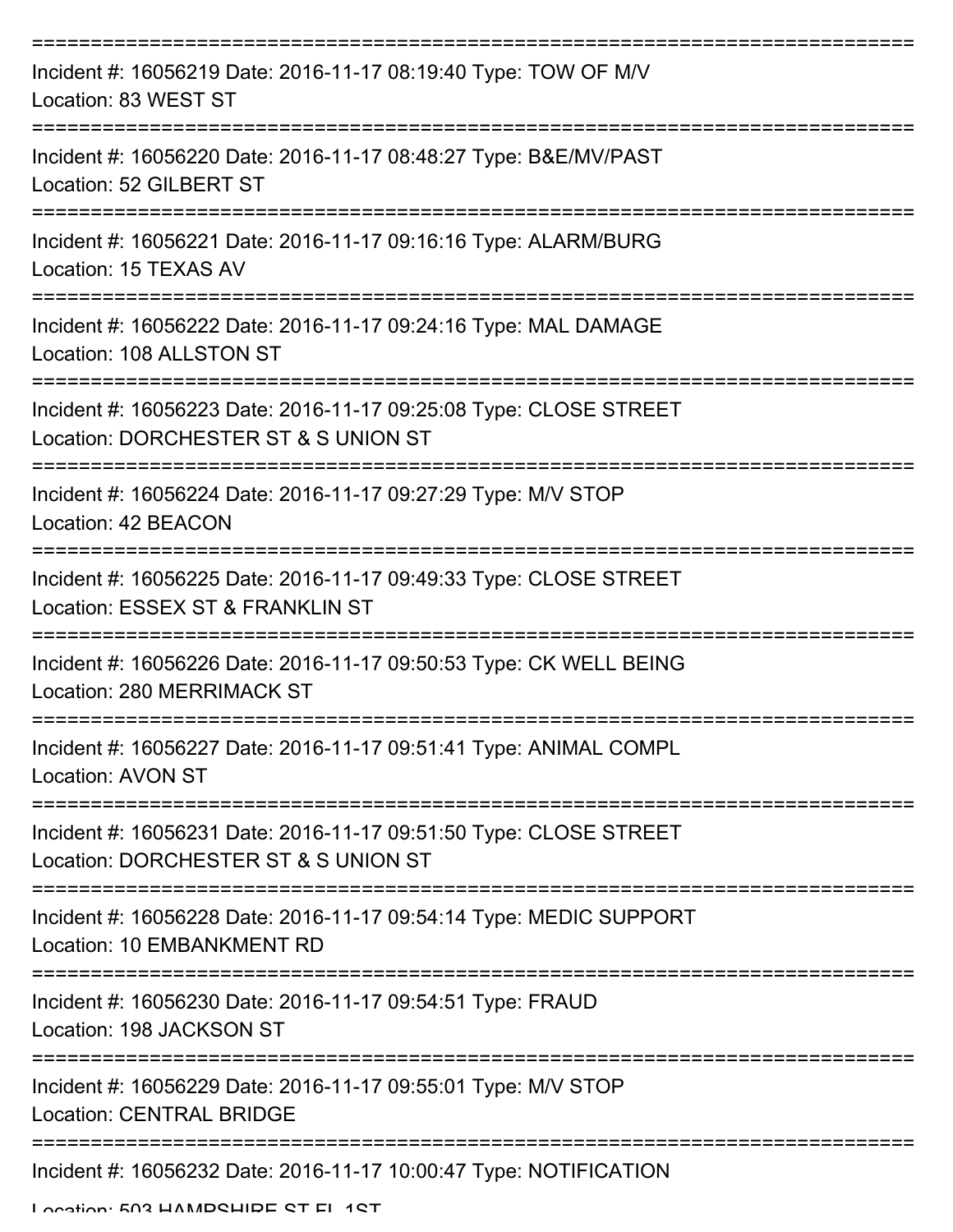===========================================================================

Incident #: 16056219 Date: 2016-11-17 08:19:40 Type: TOW OF M/V
Location: 83 WEST ST

===========================================================================

Incident #: 16056220 Date: 2016-11-17 08:48:27 Type: B&E/MV/PAST
Location: 52 GILBERT ST

===========================================================================

Incident #: 16056221 Date: 2016-11-17 09:16:16 Type: ALARM/BURG
Location: 15 TEXAS AV

===========================================================================

Incident #: 16056222 Date: 2016-11-17 09:24:16 Type: MAL DAMAGE
Location: 108 ALLSTON ST

===========================================================================

Incident #: 16056223 Date: 2016-11-17 09:25:08 Type: CLOSE STREET
Location: DORCHESTER ST & S UNION ST

===========================================================================

Incident #: 16056224 Date: 2016-11-17 09:27:29 Type: M/V STOP
Location: 42 BEACON

===========================================================================

Incident #: 16056225 Date: 2016-11-17 09:49:33 Type: CLOSE STREET
Location: ESSEX ST & FRANKLIN ST

===========================================================================

Incident #: 16056226 Date: 2016-11-17 09:50:53 Type: CK WELL BEING
Location: 280 MERRIMACK ST

===========================================================================

Incident #: 16056227 Date: 2016-11-17 09:51:41 Type: ANIMAL COMPL
Location: AVON ST

===========================================================================

Incident #: 16056231 Date: 2016-11-17 09:51:50 Type: CLOSE STREET
Location: DORCHESTER ST & S UNION ST

===========================================================================

Incident #: 16056228 Date: 2016-11-17 09:54:14 Type: MEDIC SUPPORT
Location: 10 EMBANKMENT RD

===========================================================================

Incident #: 16056230 Date: 2016-11-17 09:54:51 Type: FRAUD
Location: 198 JACKSON ST

===========================================================================

Incident #: 16056229 Date: 2016-11-17 09:55:01 Type: M/V STOP
Location: CENTRAL BRIDGE

===========================================================================

Incident #: 16056232 Date: 2016-11-17 10:00:47 Type: NOTIFICATION
Location: 503 HAMPSHIRE ST FL 1ST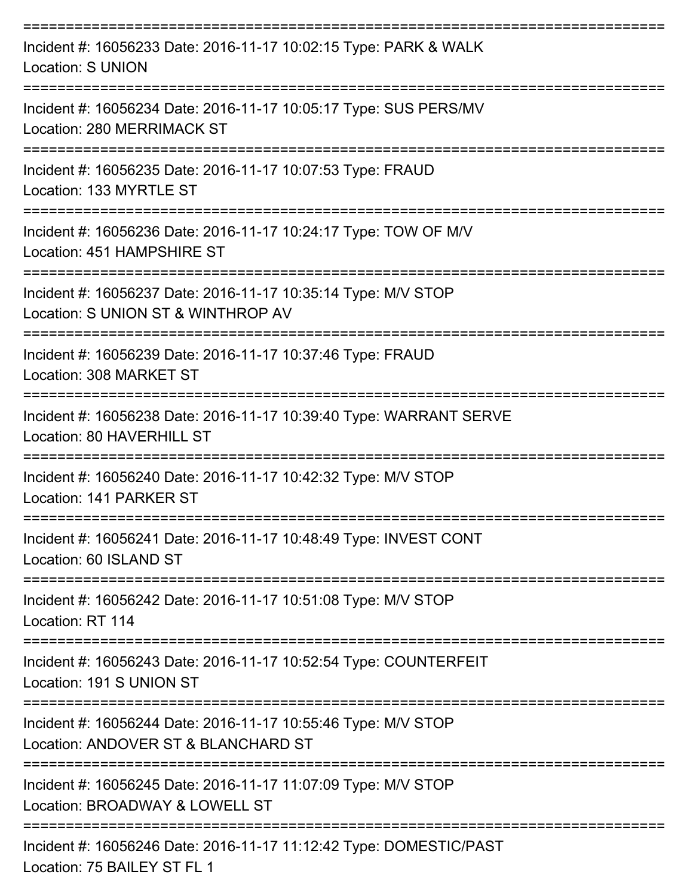===========================================================================

Incident #: 16056233 Date: 2016-11-17 10:02:15 Type: PARK & WALK
Location: S UNION

===========================================================================

Incident #: 16056234 Date: 2016-11-17 10:05:17 Type: SUS PERS/MV
Location: 280 MERRIMACK ST

===========================================================================

Incident #: 16056235 Date: 2016-11-17 10:07:53 Type: FRAUD
Location: 133 MYRTLE ST

===========================================================================

Incident #: 16056236 Date: 2016-11-17 10:24:17 Type: TOW OF M/V
Location: 451 HAMPSHIRE ST

===========================================================================

Incident #: 16056237 Date: 2016-11-17 10:35:14 Type: M/V STOP
Location: S UNION ST & WINTHROP AV

===========================================================================

Incident #: 16056239 Date: 2016-11-17 10:37:46 Type: FRAUD
Location: 308 MARKET ST

===========================================================================

Incident #: 16056238 Date: 2016-11-17 10:39:40 Type: WARRANT SERVE
Location: 80 HAVERHILL ST

===========================================================================

Incident #: 16056240 Date: 2016-11-17 10:42:32 Type: M/V STOP
Location: 141 PARKER ST

===========================================================================

Incident #: 16056241 Date: 2016-11-17 10:48:49 Type: INVEST CONT
Location: 60 ISLAND ST

===========================================================================

Incident #: 16056242 Date: 2016-11-17 10:51:08 Type: M/V STOP
Location: RT 114

===========================================================================

Incident #: 16056243 Date: 2016-11-17 10:52:54 Type: COUNTERFEIT
Location: 191 S UNION ST

===========================================================================

Incident #: 16056244 Date: 2016-11-17 10:55:46 Type: M/V STOP
Location: ANDOVER ST & BLANCHARD ST

===========================================================================

Incident #: 16056245 Date: 2016-11-17 11:07:09 Type: M/V STOP
Location: BROADWAY & LOWELL ST

===========================================================================

Incident #: 16056246 Date: 2016-11-17 11:12:42 Type: DOMESTIC/PAST
Location: 75 BAILEY ST FL 1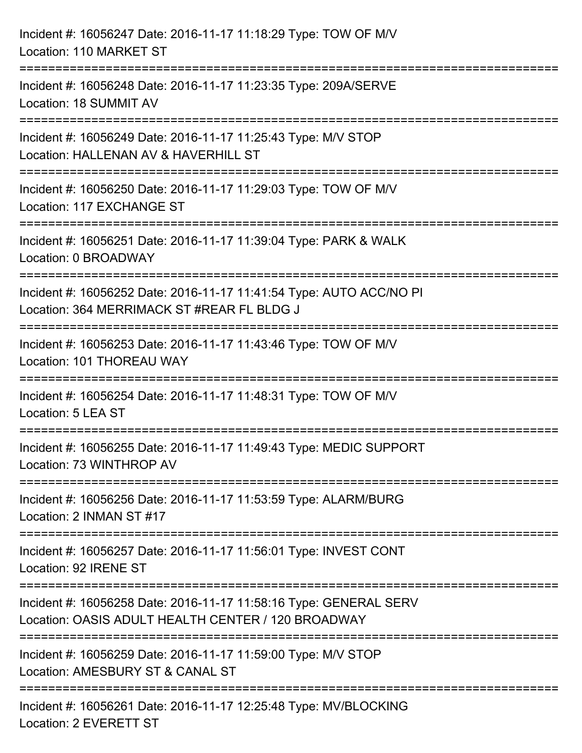Incident #: 16056247 Date: 2016-11-17 11:18:29 Type: TOW OF M/V
Location: 110 MARKET ST

===========================================================================

Incident #: 16056248 Date: 2016-11-17 11:23:35 Type: 209A/SERVE
Location: 18 SUMMIT AV

===========================================================================

Incident #: 16056249 Date: 2016-11-17 11:25:43 Type: M/V STOP
Location: HALLENAN AV & HAVERHILL ST

===========================================================================

Incident #: 16056250 Date: 2016-11-17 11:29:03 Type: TOW OF M/V
Location: 117 EXCHANGE ST

===========================================================================

Incident #: 16056251 Date: 2016-11-17 11:39:04 Type: PARK & WALK
Location: 0 BROADWAY

===========================================================================

Incident #: 16056252 Date: 2016-11-17 11:41:54 Type: AUTO ACC/NO PI
Location: 364 MERRIMACK ST #REAR FL BLDG J

===========================================================================

Incident #: 16056253 Date: 2016-11-17 11:43:46 Type: TOW OF M/V
Location: 101 THOREAU WAY

===========================================================================

Incident #: 16056254 Date: 2016-11-17 11:48:31 Type: TOW OF M/V
Location: 5 LEA ST

===========================================================================

Incident #: 16056255 Date: 2016-11-17 11:49:43 Type: MEDIC SUPPORT
Location: 73 WINTHROP AV

===========================================================================

Incident #: 16056256 Date: 2016-11-17 11:53:59 Type: ALARM/BURG
Location: 2 INMAN ST #17

===========================================================================

Incident #: 16056257 Date: 2016-11-17 11:56:01 Type: INVEST CONT
Location: 92 IRENE ST

===========================================================================

Incident #: 16056258 Date: 2016-11-17 11:58:16 Type: GENERAL SERV
Location: OASIS ADULT HEALTH CENTER / 120 BROADWAY

===========================================================================

Incident #: 16056259 Date: 2016-11-17 11:59:00 Type: M/V STOP
Location: AMESBURY ST & CANAL ST

===========================================================================

Incident #: 16056261 Date: 2016-11-17 12:25:48 Type: MV/BLOCKING
Location: 2 EVERETT ST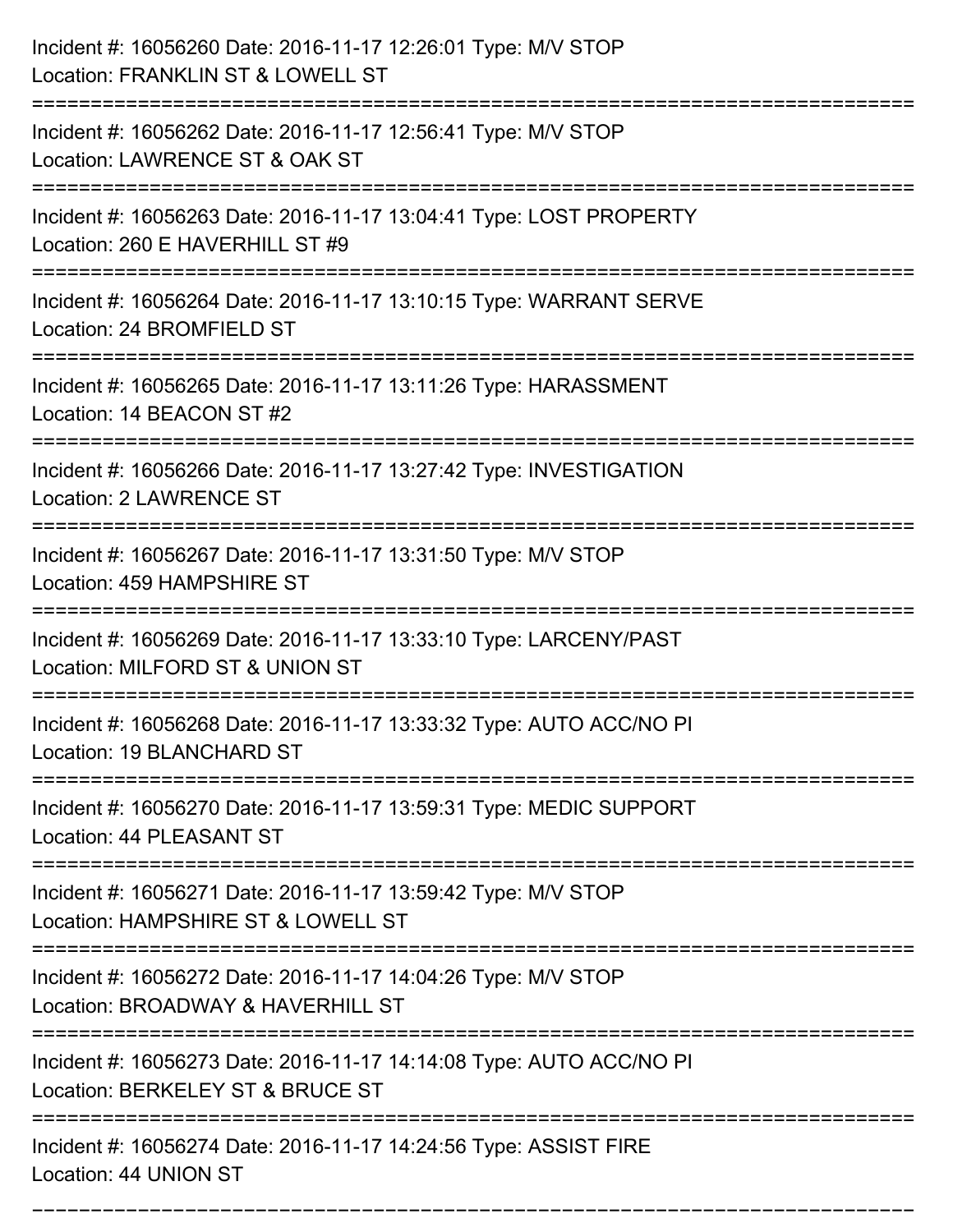Incident #: 16056260 Date: 2016-11-17 12:26:01 Type: M/V STOP
Location: FRANKLIN ST & LOWELL ST

===========================================================================

Incident #: 16056262 Date: 2016-11-17 12:56:41 Type: M/V STOP
Location: LAWRENCE ST & OAK ST

===========================================================================

Incident #: 16056263 Date: 2016-11-17 13:04:41 Type: LOST PROPERTY
Location: 260 E HAVERHILL ST #9

===========================================================================

Incident #: 16056264 Date: 2016-11-17 13:10:15 Type: WARRANT SERVE
Location: 24 BROMFIELD ST

===========================================================================

Incident #: 16056265 Date: 2016-11-17 13:11:26 Type: HARASSMENT
Location: 14 BEACON ST #2

===========================================================================

Incident #: 16056266 Date: 2016-11-17 13:27:42 Type: INVESTIGATION
Location: 2 LAWRENCE ST

===========================================================================

Incident #: 16056267 Date: 2016-11-17 13:31:50 Type: M/V STOP
Location: 459 HAMPSHIRE ST

===========================================================================

Incident #: 16056269 Date: 2016-11-17 13:33:10 Type: LARCENY/PAST
Location: MILFORD ST & UNION ST

===========================================================================

Incident #: 16056268 Date: 2016-11-17 13:33:32 Type: AUTO ACC/NO PI
Location: 19 BLANCHARD ST

===========================================================================

Incident #: 16056270 Date: 2016-11-17 13:59:31 Type: MEDIC SUPPORT
Location: 44 PLEASANT ST

===========================================================================

Incident #: 16056271 Date: 2016-11-17 13:59:42 Type: M/V STOP
Location: HAMPSHIRE ST & LOWELL ST

===========================================================================

Incident #: 16056272 Date: 2016-11-17 14:04:26 Type: M/V STOP
Location: BROADWAY & HAVERHILL ST

===========================================================================

Incident #: 16056273 Date: 2016-11-17 14:14:08 Type: AUTO ACC/NO PI
Location: BERKELEY ST & BRUCE ST

===========================================================================

Incident #: 16056274 Date: 2016-11-17 14:24:56 Type: ASSIST FIRE
Location: 44 UNION ST

===========================================================================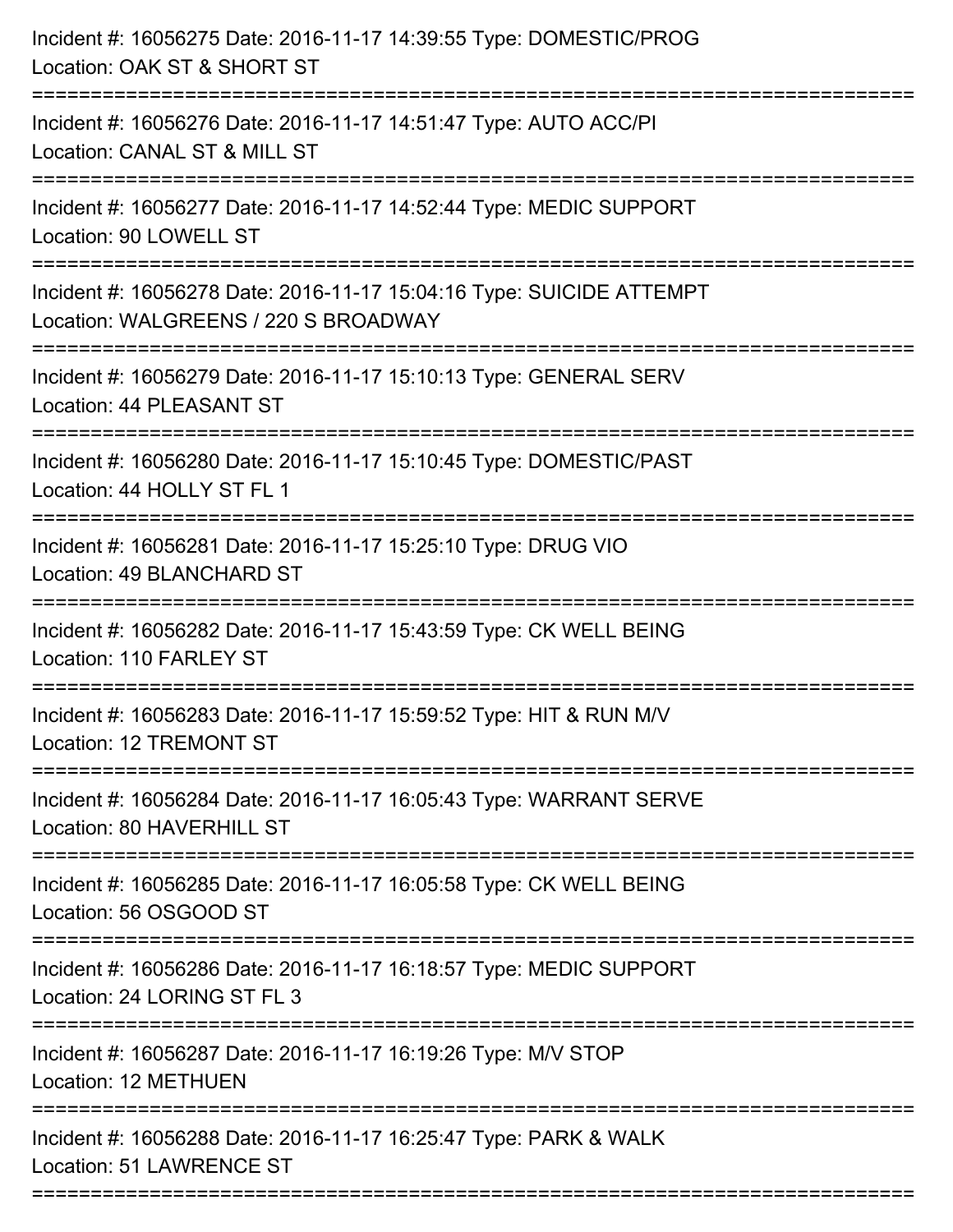Incident #: 16056275 Date: 2016-11-17 14:39:55 Type: DOMESTIC/PROG
Location: OAK ST & SHORT ST

===========================================================================

Incident #: 16056276 Date: 2016-11-17 14:51:47 Type: AUTO ACC/PI
Location: CANAL ST & MILL ST

===========================================================================

Incident #: 16056277 Date: 2016-11-17 14:52:44 Type: MEDIC SUPPORT
Location: 90 LOWELL ST

===========================================================================

Incident #: 16056278 Date: 2016-11-17 15:04:16 Type: SUICIDE ATTEMPT
Location: WALGREENS / 220 S BROADWAY

===========================================================================

Incident #: 16056279 Date: 2016-11-17 15:10:13 Type: GENERAL SERV
Location: 44 PLEASANT ST

===========================================================================

Incident #: 16056280 Date: 2016-11-17 15:10:45 Type: DOMESTIC/PAST
Location: 44 HOLLY ST FL 1

===========================================================================

Incident #: 16056281 Date: 2016-11-17 15:25:10 Type: DRUG VIO
Location: 49 BLANCHARD ST

===========================================================================

Incident #: 16056282 Date: 2016-11-17 15:43:59 Type: CK WELL BEING
Location: 110 FARLEY ST

===========================================================================

Incident #: 16056283 Date: 2016-11-17 15:59:52 Type: HIT & RUN M/V
Location: 12 TREMONT ST

===========================================================================

Incident #: 16056284 Date: 2016-11-17 16:05:43 Type: WARRANT SERVE
Location: 80 HAVERHILL ST

===========================================================================

Incident #: 16056285 Date: 2016-11-17 16:05:58 Type: CK WELL BEING
Location: 56 OSGOOD ST

===========================================================================

Incident #: 16056286 Date: 2016-11-17 16:18:57 Type: MEDIC SUPPORT
Location: 24 LORING ST FL 3

===========================================================================

Incident #: 16056287 Date: 2016-11-17 16:19:26 Type: M/V STOP
Location: 12 METHUEN

===========================================================================

Incident #: 16056288 Date: 2016-11-17 16:25:47 Type: PARK & WALK
Location: 51 LAWRENCE ST

===========================================================================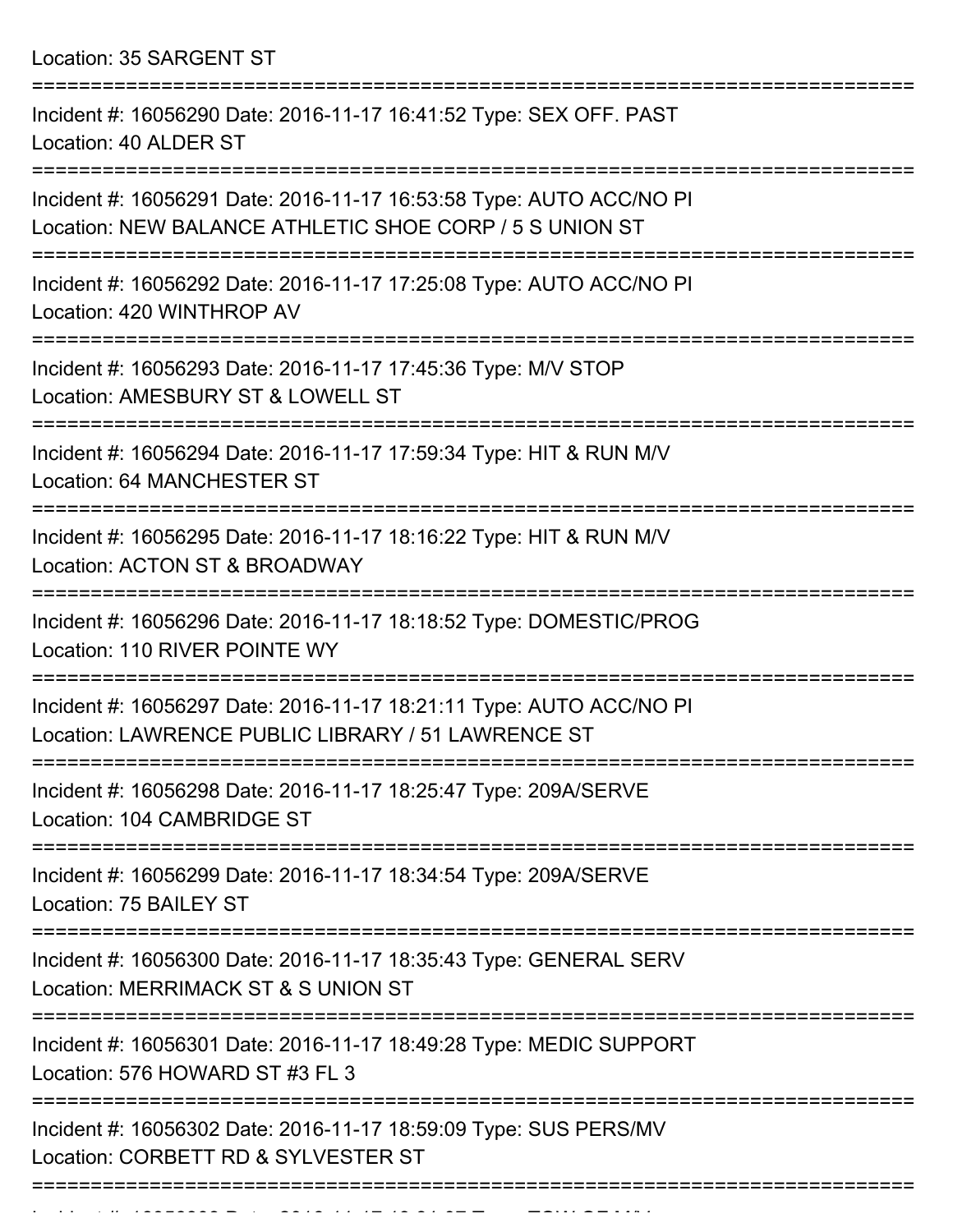Location: 35 SARGENT ST

===========================================================================

Incident #: 16056290 Date: 2016-11-17 16:41:52 Type: SEX OFF. PAST
Location: 40 ALDER ST

===========================================================================

Incident #: 16056291 Date: 2016-11-17 16:53:58 Type: AUTO ACC/NO PI
Location: NEW BALANCE ATHLETIC SHOE CORP / 5 S UNION ST

===========================================================================

Incident #: 16056292 Date: 2016-11-17 17:25:08 Type: AUTO ACC/NO PI
Location: 420 WINTHROP AV

===========================================================================

Incident #: 16056293 Date: 2016-11-17 17:45:36 Type: M/V STOP
Location: AMESBURY ST & LOWELL ST

===========================================================================

Incident #: 16056294 Date: 2016-11-17 17:59:34 Type: HIT & RUN M/V
Location: 64 MANCHESTER ST

===========================================================================

Incident #: 16056295 Date: 2016-11-17 18:16:22 Type: HIT & RUN M/V
Location: ACTON ST & BROADWAY

===========================================================================

Incident #: 16056296 Date: 2016-11-17 18:18:52 Type: DOMESTIC/PROG
Location: 110 RIVER POINTE WY

===========================================================================

Incident #: 16056297 Date: 2016-11-17 18:21:11 Type: AUTO ACC/NO PI
Location: LAWRENCE PUBLIC LIBRARY / 51 LAWRENCE ST

===========================================================================

Incident #: 16056298 Date: 2016-11-17 18:25:47 Type: 209A/SERVE
Location: 104 CAMBRIDGE ST

===========================================================================

Incident #: 16056299 Date: 2016-11-17 18:34:54 Type: 209A/SERVE
Location: 75 BAILEY ST

===========================================================================

Incident #: 16056300 Date: 2016-11-17 18:35:43 Type: GENERAL SERV
Location: MERRIMACK ST & S UNION ST

===========================================================================

Incident #: 16056301 Date: 2016-11-17 18:49:28 Type: MEDIC SUPPORT
Location: 576 HOWARD ST #3 FL 3

===========================================================================

Incident #: 16056302 Date: 2016-11-17 18:59:09 Type: SUS PERS/MV
Location: CORBETT RD & SYLVESTER ST

===========================================================================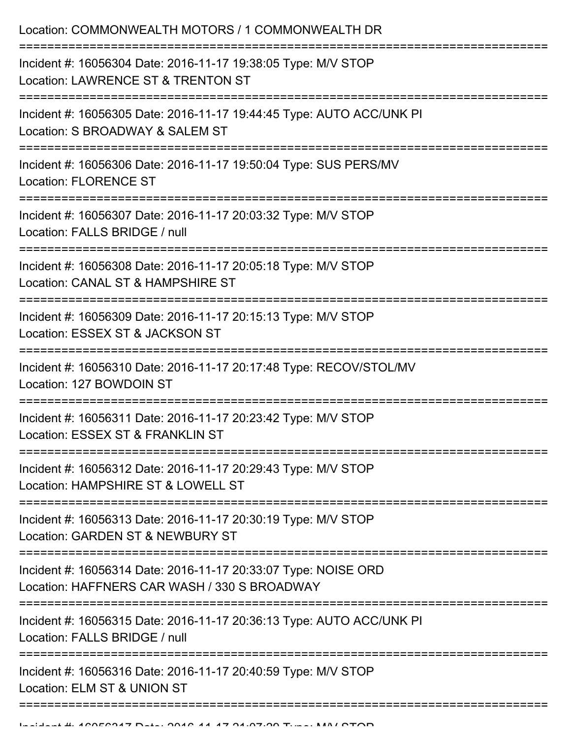Location: COMMONWEALTH MOTORS / 1 COMMONWEALTH DR

===========================================================================

Incident #: 16056304 Date: 2016-11-17 19:38:05 Type: M/V STOP
Location: LAWRENCE ST & TRENTON ST

===========================================================================

Incident #: 16056305 Date: 2016-11-17 19:44:45 Type: AUTO ACC/UNK PI
Location: S BROADWAY & SALEM ST

===========================================================================

Incident #: 16056306 Date: 2016-11-17 19:50:04 Type: SUS PERS/MV
Location: FLORENCE ST

===========================================================================

Incident #: 16056307 Date: 2016-11-17 20:03:32 Type: M/V STOP
Location: FALLS BRIDGE / null

===========================================================================

Incident #: 16056308 Date: 2016-11-17 20:05:18 Type: M/V STOP
Location: CANAL ST & HAMPSHIRE ST

===========================================================================

Incident #: 16056309 Date: 2016-11-17 20:15:13 Type: M/V STOP
Location: ESSEX ST & JACKSON ST

===========================================================================

Incident #: 16056310 Date: 2016-11-17 20:17:48 Type: RECOV/STOL/MV
Location: 127 BOWDOIN ST

===========================================================================

Incident #: 16056311 Date: 2016-11-17 20:23:42 Type: M/V STOP
Location: ESSEX ST & FRANKLIN ST

===========================================================================

Incident #: 16056312 Date: 2016-11-17 20:29:43 Type: M/V STOP
Location: HAMPSHIRE ST & LOWELL ST

===========================================================================

Incident #: 16056313 Date: 2016-11-17 20:30:19 Type: M/V STOP
Location: GARDEN ST & NEWBURY ST

===========================================================================

Incident #: 16056314 Date: 2016-11-17 20:33:07 Type: NOISE ORD
Location: HAFFNERS CAR WASH / 330 S BROADWAY

===========================================================================

Incident #: 16056315 Date: 2016-11-17 20:36:13 Type: AUTO ACC/UNK PI
Location: FALLS BRIDGE / null

===========================================================================

Incident #: 16056316 Date: 2016-11-17 20:40:59 Type: M/V STOP
Location: ELM ST & UNION ST

===========================================================================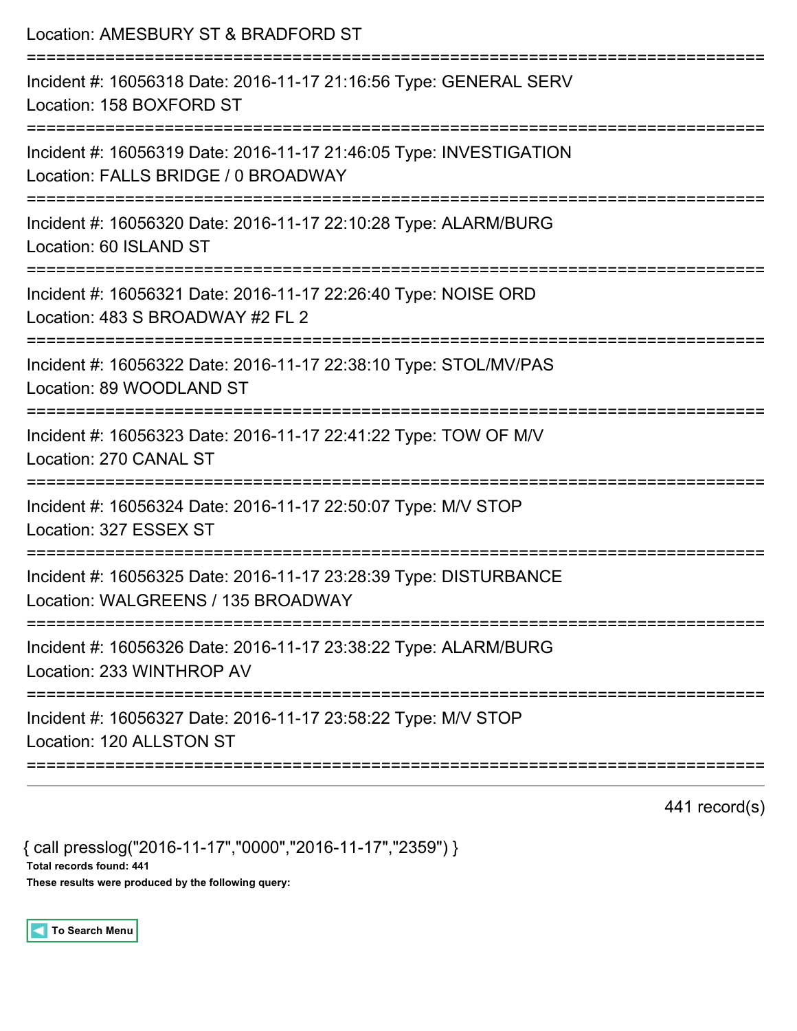Location: AMESBURY ST & BRADFORD ST

===========================================================================

Incident #: 16056318 Date: 2016-11-17 21:16:56 Type: GENERAL SERV
Location: 158 BOXFORD ST

===========================================================================

Incident #: 16056319 Date: 2016-11-17 21:46:05 Type: INVESTIGATION
Location: FALLS BRIDGE / 0 BROADWAY

===========================================================================

Incident #: 16056320 Date: 2016-11-17 22:10:28 Type: ALARM/BURG
Location: 60 ISLAND ST

===========================================================================

Incident #: 16056321 Date: 2016-11-17 22:26:40 Type: NOISE ORD
Location: 483 S BROADWAY #2 FL 2

===========================================================================

Incident #: 16056322 Date: 2016-11-17 22:38:10 Type: STOL/MV/PAS
Location: 89 WOODLAND ST

===========================================================================

Incident #: 16056323 Date: 2016-11-17 22:41:22 Type: TOW OF M/V
Location: 270 CANAL ST

===========================================================================

Incident #: 16056324 Date: 2016-11-17 22:50:07 Type: M/V STOP
Location: 327 ESSEX ST

===========================================================================

Incident #: 16056325 Date: 2016-11-17 23:28:39 Type: DISTURBANCE
Location: WALGREENS / 135 BROADWAY

===========================================================================

Incident #: 16056326 Date: 2016-11-17 23:38:22 Type: ALARM/BURG
Location: 233 WINTHROP AV

===========================================================================

Incident #: 16056327 Date: 2016-11-17 23:58:22 Type: M/V STOP
Location: 120 ALLSTON ST

===========================================================================

441 record(s)

{ call presslog("2016-11-17","0000","2016-11-17","2359") }

**Total records found: 441**

**These results were produced by the following query:**

To Search Menu